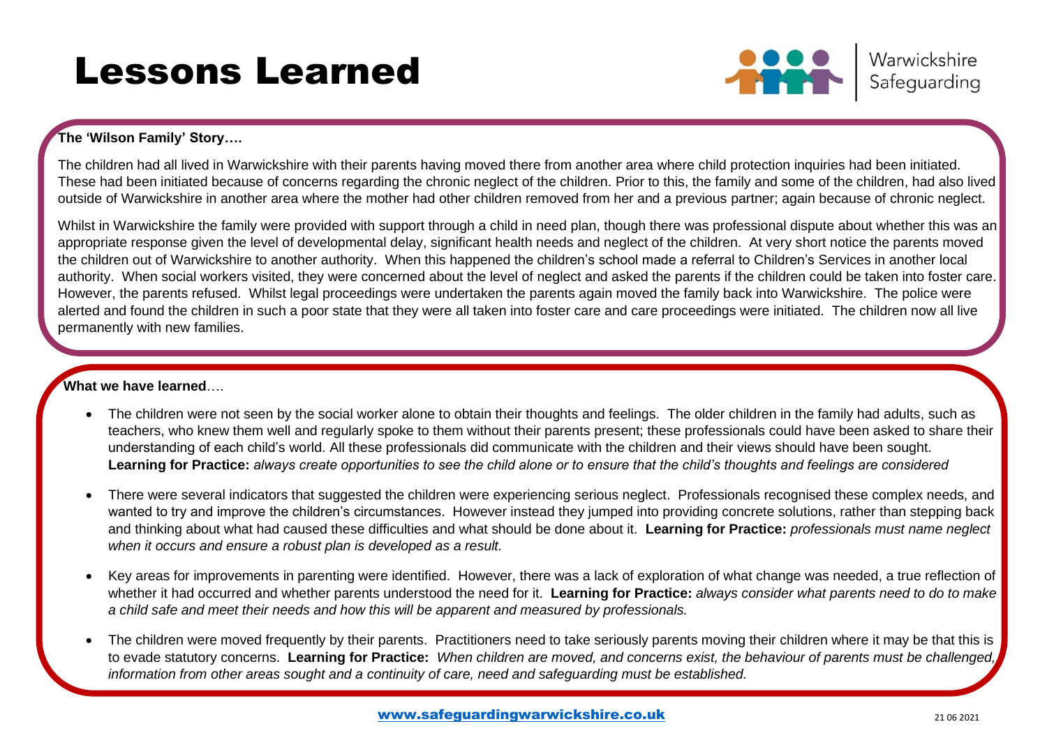# Lessons Learned

Warwickshire Safeguarding

**The 'Wilson Family' Story….**

The children had all lived in Warwickshire with their parents having moved there from another area where child protection inquiries had been initiated. These had been initiated because of concerns regarding the chronic neglect of the children. Prior to this, the family and some of the children, had also lived outside of Warwickshire in another area where the mother had other children removed from her and a previous partner; again because of chronic neglect.

Whilst in Warwickshire the family were provided with support through a child in need plan, though there was professional dispute about whether this was an appropriate response given the level of developmental delay, significant health needs and neglect of the children. At very short notice the parents moved the children out of Warwickshire to another authority. When this happened the children's school made a referral to Children's Services in another local authority. When social workers visited, they were concerned about the level of neglect and asked the parents if the children could be taken into foster care. However, the parents refused. Whilst legal proceedings were undertaken the parents again moved the family back into Warwickshire. The police were alerted and found the children in such a poor state that they were all taken into foster care and care proceedings were initiated. The children now all live permanently with new families.

**What we have learned**….

- The children were not seen by the social worker alone to obtain their thoughts and feelings. The older children in the family had adults, such as teachers, who knew them well and regularly spoke to them without their parents present; these professionals could have been asked to share their understanding of each child's world. All these professionals did communicate with the children and their views should have been sought. **Learning for Practice:** *always create opportunities to see the child alone or to ensure that the child's thoughts and feelings are considered*
- There were several indicators that suggested the children were experiencing serious neglect. Professionals recognised these complex needs, and wanted to try and improve the children's circumstances. However instead they jumped into providing concrete solutions, rather than stepping back and thinking about what had caused these difficulties and what should be done about it. **Learning for Practice:** *professionals must name neglect when it occurs and ensure a robust plan is developed as a result.*
- Key areas for improvements in parenting were identified. However, there was a lack of exploration of what change was needed, a true reflection of whether it had occurred and whether parents understood the need for it. **Learning for Practice:** *always consider what parents need to do to make a child safe and meet their needs and how this will be apparent and measured by professionals.*
- The children were moved frequently by their parents. Practitioners need to take seriously parents moving their children where it may be that this is to evade statutory concerns. **Learning for Practice:** *When children are moved, and concerns exist, the behaviour of parents must be challenged, information from other areas sought and a continuity of care, need and safeguarding must be established.*

www.safeguardingwarwickshire.co.uk

21 06 2021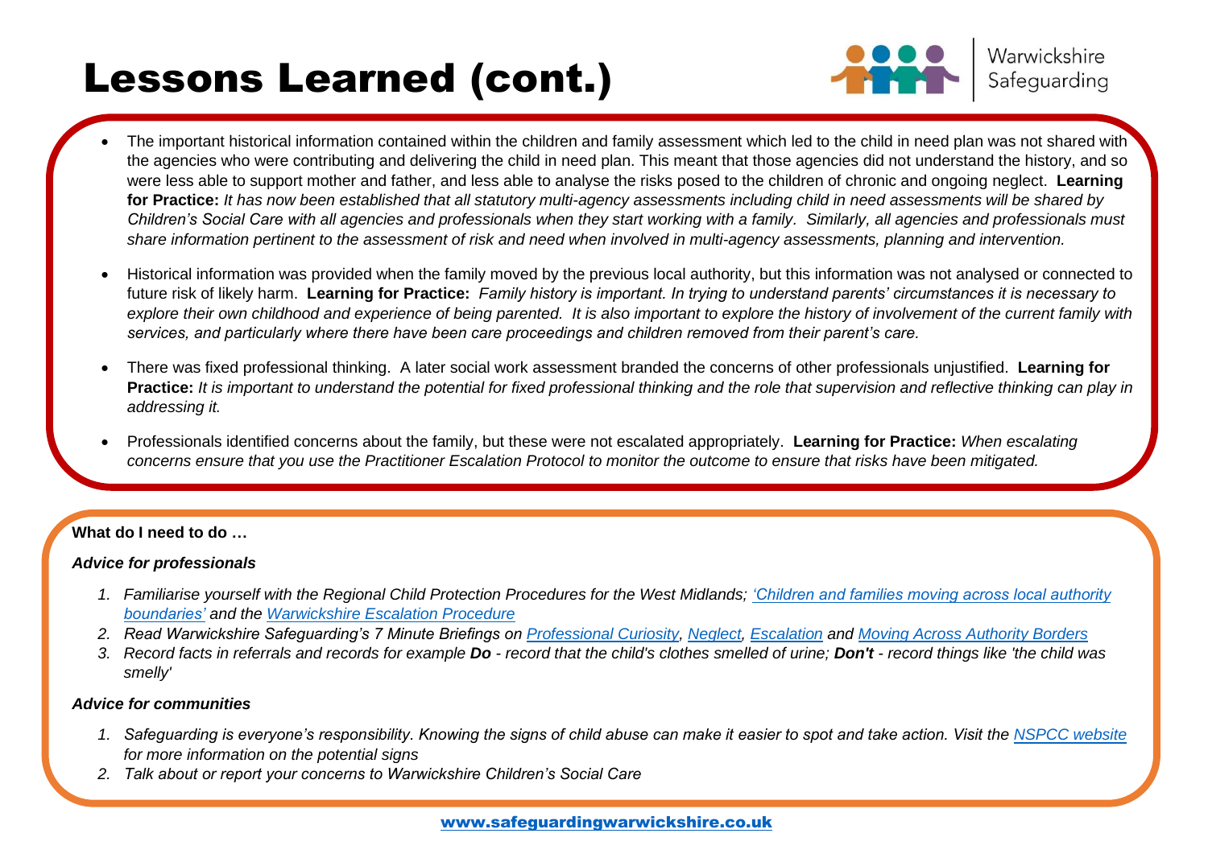# Lessons Learned (cont.)

Warwickshire Safeguarding

- The important historical information contained within the children and family assessment which led to the child in need plan was not shared with the agencies who were contributing and delivering the child in need plan. This meant that those agencies did not understand the history, and so were less able to support mother and father, and less able to analyse the risks posed to the children of chronic and ongoing neglect. **Learning for Practice:** *It has now been established that all statutory multi-agency assessments including child in need assessments will be shared by Children's Social Care with all agencies and professionals when they start working with a family. Similarly, all agencies and professionals must share information pertinent to the assessment of risk and need when involved in multi-agency assessments, planning and intervention.*

- Historical information was provided when the family moved by the previous local authority, but this information was not analysed or connected to future risk of likely harm. **Learning for Practice:** *Family history is important. In trying to understand parents' circumstances it is necessary to explore their own childhood and experience of being parented. It is also important to explore the history of involvement of the current family with services, and particularly where there have been care proceedings and children removed from their parent's care.*

- There was fixed professional thinking. A later social work assessment branded the concerns of other professionals unjustified. **Learning for Practice:** *It is important to understand the potential for fixed professional thinking and the role that supervision and reflective thinking can play in addressing it.*

- Professionals identified concerns about the family, but these were not escalated appropriately. **Learning for Practice:** *When escalating concerns ensure that you use the Practitioner Escalation Protocol to monitor the outcome to ensure that risks have been mitigated.*

**What do I need to do …**

***Advice for professionals***

1. *Familiarise yourself with the Regional Child Protection Procedures for the West Midlands; 'Children and families moving across local authority boundaries' and the Warwickshire Escalation Procedure*
2. *Read Warwickshire Safeguarding's 7 Minute Briefings on Professional Curiosity, Neglect, Escalation and Moving Across Authority Borders*
3. *Record facts in referrals and records for example **Do** - record that the child's clothes smelled of urine; **Don't** - record things like 'the child was smelly'*

***Advice for communities***

1. *Safeguarding is everyone's responsibility. Knowing the signs of child abuse can make it easier to spot and take action. Visit the NSPCC website for more information on the potential signs*
2. *Talk about or report your concerns to Warwickshire Children's Social Care*

www.safeguardingwarwickshire.co.uk